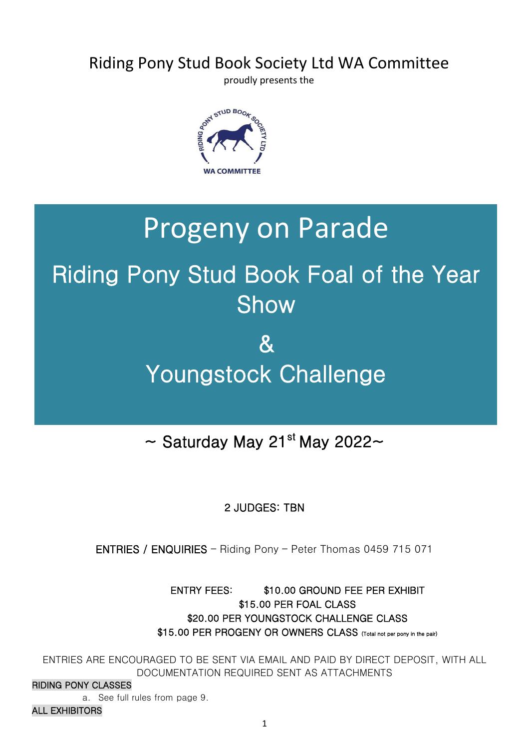Riding Pony Stud Book Society Ltd WA Committee

proudly presents the

# Progeny on Parade

## Riding Pony Stud Book Foal of the Year Show

## &

## Youngstock Challenge

~ Saturday May 21st May 2022~

2 JUDGES: TBN

ENTRIES / ENQUIRIES – Riding Pony – Peter Thomas 0459 715 071

ENTRY FEES: $10.00 GROUND FEE PER EXHIBIT
$15.00 PER FOAL CLASS
$20.00 PER YOUNGSTOCK CHALLENGE CLASS
$15.00 PER PROGENY OR OWNERS CLASS (Total not per pony in the pair)

ENTRIES ARE ENCOURAGED TO BE SENT VIA EMAIL AND PAID BY DIRECT DEPOSIT, WITH ALL DOCUMENTATION REQUIRED SENT AS ATTACHMENTS

RIDING PONY CLASSES

a. See full rules from page 9.

ALL EXHIBITORS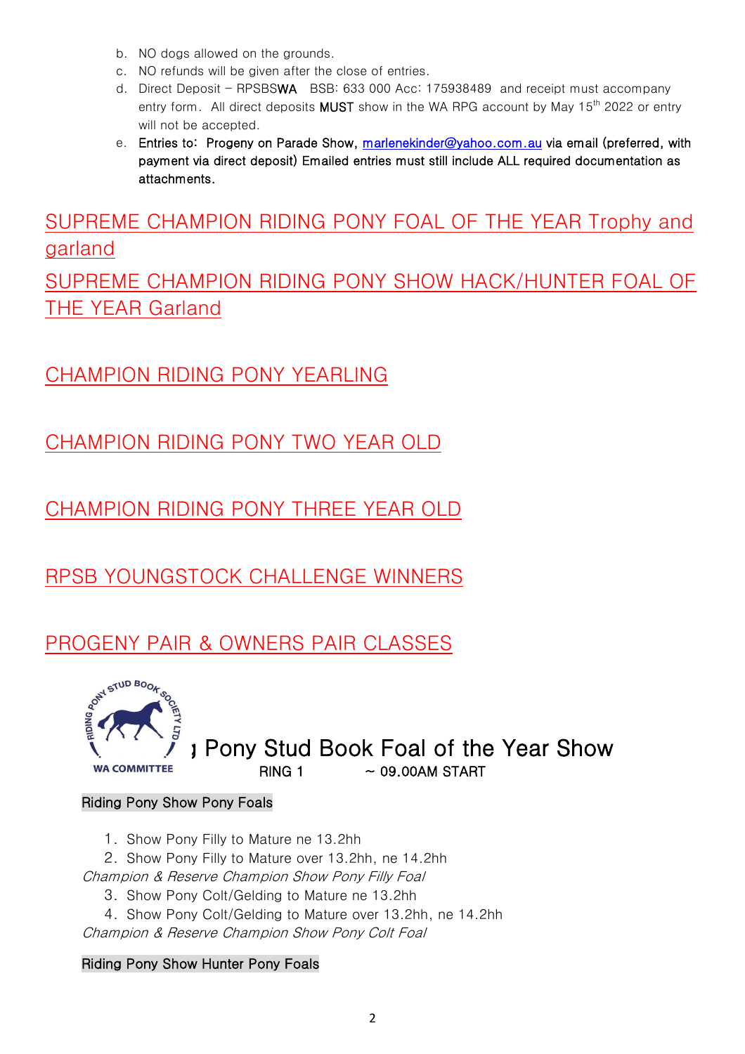b. NO dogs allowed on the grounds.
c. NO refunds will be given after the close of entries.
d. Direct Deposit – RPSBS**WA** BSB: 633 000 Acc: 175938489 and receipt must accompany entry form. All direct deposits **MUST** show in the WA RPG account by May 15th 2022 or entry will not be accepted.
e. **Entries to: Progeny on Parade Show, marlenekinder@yahoo.com.au via email (preferred, with payment via direct deposit) Emailed entries must still include ALL required documentation as attachments.**

## SUPREME CHAMPION RIDING PONY FOAL OF THE YEAR Trophy and garland

## SUPREME CHAMPION RIDING PONY SHOW HACK/HUNTER FOAL OF THE YEAR Garland

## CHAMPION RIDING PONY YEARLING

## CHAMPION RIDING PONY TWO YEAR OLD

## CHAMPION RIDING PONY THREE YEAR OLD

## RPSB YOUNGSTOCK CHALLENGE WINNERS

## PROGENY PAIR & OWNERS PAIR CLASSES

RIDING PONY STUD BOOK SOCIETY LTD
WA COMMITTEE

# ɟ Pony Stud Book Foal of the Year Show

RING 1 ~ 09.00AM START

**Riding Pony Show Pony Foals**

1. Show Pony Filly to Mature ne 13.2hh
2. Show Pony Filly to Mature over 13.2hh, ne 14.2hh

*Champion & Reserve Champion Show Pony Filly Foal*

3. Show Pony Colt/Gelding to Mature ne 13.2hh
4. Show Pony Colt/Gelding to Mature over 13.2hh, ne 14.2hh

*Champion & Reserve Champion Show Pony Colt Foal*

**Riding Pony Show Hunter Pony Foals**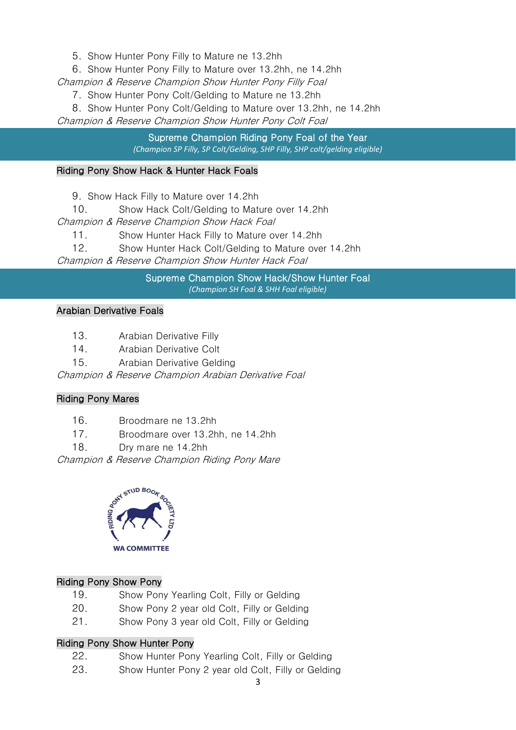5. Show Hunter Pony Filly to Mature ne 13.2hh
6. Show Hunter Pony Filly to Mature over 13.2hh, ne 14.2hh

*Champion & Reserve Champion Show Hunter Pony Filly Foal*

7. Show Hunter Pony Colt/Gelding to Mature ne 13.2hh
8. Show Hunter Pony Colt/Gelding to Mature over 13.2hh, ne 14.2hh

*Champion & Reserve Champion Show Hunter Pony Colt Foal*

## Supreme Champion Riding Pony Foal of the Year

*(Champion SP Filly, SP Colt/Gelding, SHP Filly, SHP colt/gelding eligible)*

### Riding Pony Show Hack & Hunter Hack Foals

9. Show Hack Filly to Mature over 14.2hh
10. Show Hack Colt/Gelding to Mature over 14.2hh

*Champion & Reserve Champion Show Hack Foal*

11. Show Hunter Hack Filly to Mature over 14.2hh
12. Show Hunter Hack Colt/Gelding to Mature over 14.2hh

*Champion & Reserve Champion Show Hunter Hack Foal*

## Supreme Champion Show Hack/Show Hunter Foal

*(Champion SH Foal & SHH Foal eligible)*

### Arabian Derivative Foals

13. Arabian Derivative Filly
14. Arabian Derivative Colt
15. Arabian Derivative Gelding

*Champion & Reserve Champion Arabian Derivative Foal*

### Riding Pony Mares

16. Broodmare ne 13.2hh
17. Broodmare over 13.2hh, ne 14.2hh
18. Dry mare ne 14.2hh

*Champion & Reserve Champion Riding Pony Mare*

RIDING PONY STUD BOOK SOCIETY LTD
WA COMMITTEE

### Riding Pony Show Pony

19. Show Pony Yearling Colt, Filly or Gelding
20. Show Pony 2 year old Colt, Filly or Gelding
21. Show Pony 3 year old Colt, Filly or Gelding

### Riding Pony Show Hunter Pony

22. Show Hunter Pony Yearling Colt, Filly or Gelding
23. Show Hunter Pony 2 year old Colt, Filly or Gelding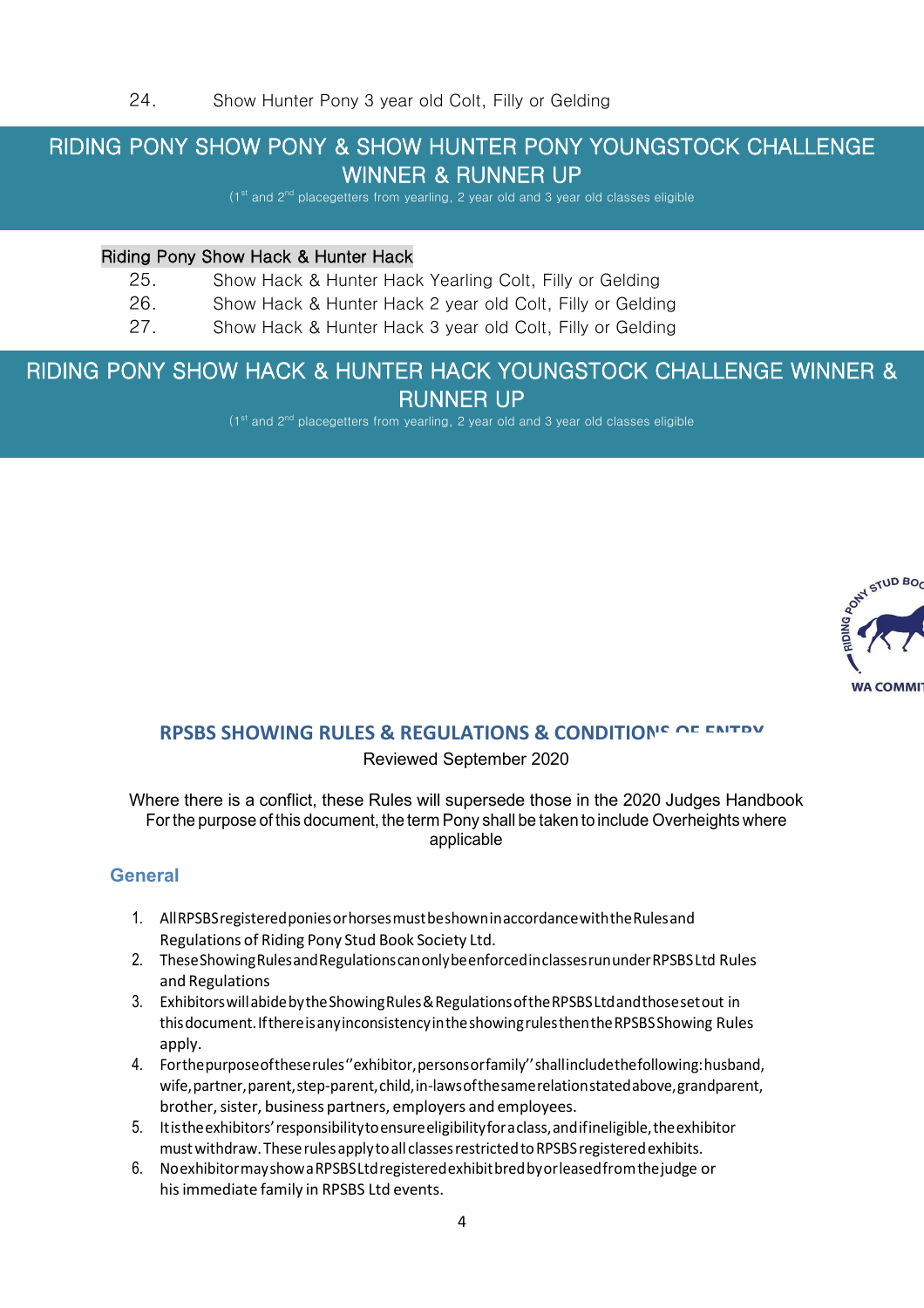24. Show Hunter Pony 3 year old Colt, Filly or Gelding

## RIDING PONY SHOW PONY & SHOW HUNTER PONY YOUNGSTOCK CHALLENGE WINNER & RUNNER UP

(1st and 2nd placegetters from yearling, 2 year old and 3 year old classes eligible

**Riding Pony Show Hack & Hunter Hack**

25. Show Hack & Hunter Hack Yearling Colt, Filly or Gelding
26. Show Hack & Hunter Hack 2 year old Colt, Filly or Gelding
27. Show Hack & Hunter Hack 3 year old Colt, Filly or Gelding

## RIDING PONY SHOW HACK & HUNTER HACK YOUNGSTOCK CHALLENGE WINNER & RUNNER UP

(1st and 2nd placegetters from yearling, 2 year old and 3 year old classes eligible

# RPSBS SHOWING RULES & REGULATIONS & CONDITIONS OF ENTRY

Reviewed September 2020

Where there is a conflict, these Rules will supersede those in the 2020 Judges Handbook
For the purpose of this document, the term Pony shall be taken to include Overheights where applicable

## General

1. All RPSBS registered ponies or horses must be shown in accordance with the Rules and Regulations of Riding Pony Stud Book Society Ltd.
2. These Showing Rules and Regulations can only be enforced in classes run under RPSBS Ltd Rules and Regulations
3. Exhibitors will abide by the Showing Rules & Regulations of the RPSBS Ltd and those set out in this document. If there is any inconsistency in the showing rules then the RPSBS Showing Rules apply.
4. For the purpose of these rules "exhibitor, persons or family" shall include the following: husband, wife, partner, parent, step-parent, child, in-laws of the same relation stated above, grandparent, brother, sister, business partners, employers and employees.
5. It is the exhibitors' responsibility to ensure eligibility for a class, and if ineligible, the exhibitor must withdraw. These rules apply to all classes restricted to RPSBS registered exhibits.
6. No exhibitor may show a RPSBS Ltd registered exhibit bred by or leased from the judge or his immediate family in RPSBS Ltd events.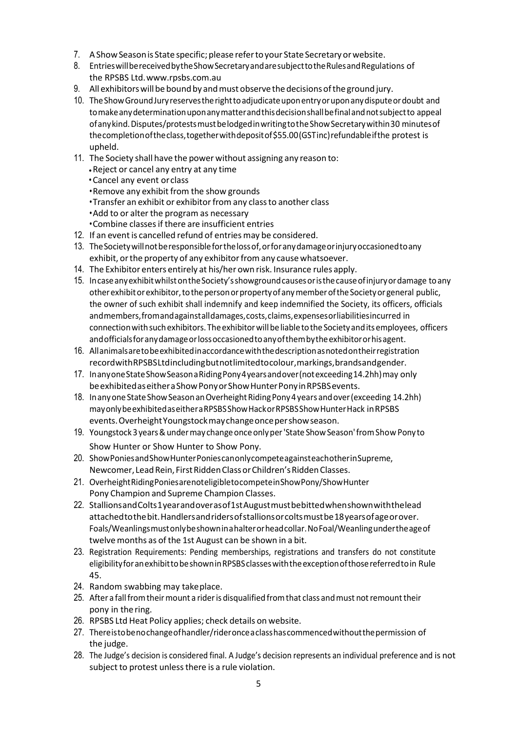7. A Show Season is State specific; please refer to your State Secretary or website.
8. Entries will be received by the Show Secretary and are subject to the Rules and Regulations of the RPSBS Ltd. www.rpsbs.com.au
9. All exhibitors will be bound by and must observe the decisions of the ground jury.
10. The Show Ground Jury reserves the right to adjudicate upon entry or upon any dispute or doubt and to make any determination upon any matter and this decision shall be final and not subject to appeal of any kind. Disputes/protests must be lodged in writing to the Show Secretary within 30 minutes of the completion of the class, together with deposit of $55.00 (GST inc) refundable if the protest is upheld.
11. The Society shall have the power without assigning any reason to:
    - Reject or cancel any entry at any time
    - Cancel any event or class
    - Remove any exhibit from the show grounds
    - Transfer an exhibit or exhibitor from any class to another class
    - Add to or alter the program as necessary
    - Combine classes if there are insufficient entries
12. If an event is cancelled refund of entries may be considered.
13. The Society will not be responsible for the loss of, or for any damage or injury occasioned to any exhibit, or the property of any exhibitor from any cause whatsoever.
14. The Exhibitor enters entirely at his/her own risk. Insurance rules apply.
15. In case any exhibit whilst on the Society's showground causes or is the cause of injury or damage to any other exhibit or exhibitor, to the person or property of any member of the Society or general public, the owner of such exhibit shall indemnify and keep indemnified the Society, its officers, officials and members, from and against all damages, costs, claims, expenses or liabilities incurred in connection with such exhibitors. The exhibitor will be liable to the Society and its employees, officers and officials for any damage or loss occasioned to any of them by the exhibitor or his agent.
16. All animals are to be exhibited in accordance with the description as noted on their registration record with RPSBS Ltd including but not limited to colour, markings, brands and gender.
17. In any one State Show Season a Riding Pony 4 years and over (not exceeding 14.2hh) may only be exhibited as either a Show Pony or Show Hunter Pony in RPSBS events.
18. In any one State Show Season an Overheight Riding Pony 4 years and over (exceeding 14.2hh) may only be exhibited as either a RPSBS Show Hack or RPSBS Show Hunter Hack in RPSBS events. Overheight Youngstock may change once per show season.
19. Youngstock 3 years & under may change once only per 'State Show Season' from Show Pony to Show Hunter or Show Hunter to Show Pony.
20. Show Ponies and Show Hunter Ponies can only compete against each other in Supreme, Newcomer, Lead Rein, First Ridden Class or Children's Ridden Classes.
21. Overheight Riding Ponies are not eligible to compete in Show Pony/Show Hunter Pony Champion and Supreme Champion Classes.
22. Stallions and Colts 1 year and over as of 1st August must be bitted when shown with the lead attached to the bit. Handlers and riders of stallions or colts must be 18 years of age or over. Foals/Weanlings must only be shown in a halter or head collar. No Foal/Weanling under the age of twelve months as of the 1st August can be shown in a bit.
23. Registration Requirements: Pending memberships, registrations and transfers do not constitute eligibility for an exhibit to be shown in RPSBS classes with the exception of those referred to in Rule 45.
24. Random swabbing may take place.
25. After a fall from their mount a rider is disqualified from that class and must not remount their pony in the ring.
26. RPSBS Ltd Heat Policy applies; check details on website.
27. There is to be no change of handler/rider once a class has commenced without the permission of the judge.
28. The Judge's decision is considered final. A Judge's decision represents an individual preference and is not subject to protest unless there is a rule violation.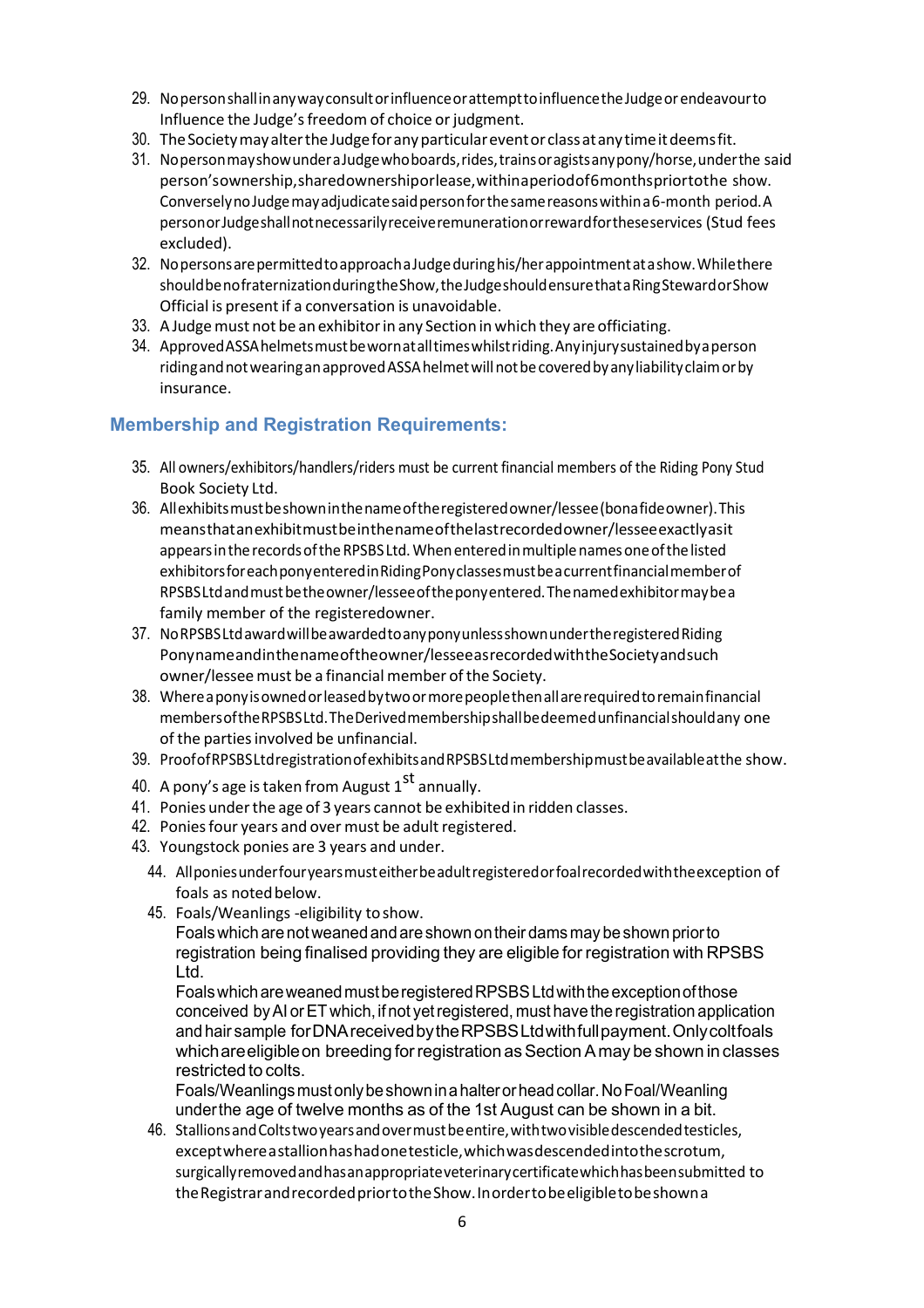29. No person shall in any way consult or influence or attempt to influence the Judge or endeavour to Influence the Judge's freedom of choice or judgment.
30. The Society may alter the Judge for any particular event or class at any time it deems fit.
31. No person may show under a Judge who boards, rides, trains or agists any pony/horse, under the said person's ownership, shared ownership or lease, within a period of 6 months prior to the show. Conversely no Judge may adjudicate said person for the same reasons within a 6-month period. A person or Judge shall not necessarily receive remuneration or reward for these services (Stud fees excluded).
32. No persons are permitted to approach a Judge during his/her appointment at a show. While there should be no fraternization during the Show, the Judge should ensure that a Ring Steward or Show Official is present if a conversation is unavoidable.
33. A Judge must not be an exhibitor in any Section in which they are officiating.
34. Approved ASSA helmets must be worn at all times whilst riding. Any injury sustained by a person riding and not wearing an approved ASSA helmet will not be covered by any liability claim or by insurance.

## Membership and Registration Requirements:

35. All owners/exhibitors/handlers/riders must be current financial members of the Riding Pony Stud Book Society Ltd.
36. All exhibits must be shown in the name of the registered owner/lessee (bona fide owner). This means that an exhibit must be in the name of the last recorded owner/lessee exactly as it appears in the records of the RPSBS Ltd. When entered in multiple names one of the listed exhibitors for each pony entered in Riding Pony classes must be a current financial member of RPSBS Ltd and must be the owner/lessee of the pony entered. The named exhibitor may be a family member of the registered owner.
37. No RPSBS Ltd award will be awarded to any pony unless shown under the registered Riding Pony name and in the name of the owner/lessee as recorded with the Society and such owner/lessee must be a financial member of the Society.
38. Where a pony is owned or leased by two or more people then all are required to remain financial members of the RPSBS Ltd. The Derived membership shall be deemed unfinancial should any one of the parties involved be unfinancial.
39. Proof of RPSBS Ltd registration of exhibits and RPSBS Ltd membership must be available at the show.
40. A pony's age is taken from August 1st annually.
41. Ponies under the age of 3 years cannot be exhibited in ridden classes.
42. Ponies four years and over must be adult registered.
43. Youngstock ponies are 3 years and under.
44. All ponies under four years must either be adult registered or foal recorded with the exception of foals as noted below.
45. Foals/Weanlings - eligibility to show.
    Foals which are not weaned and are shown on their dams may be shown prior to registration being finalised providing they are eligible for registration with RPSBS Ltd.
    Foals which are weaned must be registered RPSBS Ltd with the exception of those conceived by AI or ET which, if not yet registered, must have the registration application and hair sample for DNA received by the RPSBS Ltd with full payment. Only colt foals which are eligible on breeding for registration as Section A may be shown in classes restricted to colts.
    Foals/Weanlings must only be shown in a halter or head collar. No Foal/Weanling under the age of twelve months as of the 1st August can be shown in a bit.
46. Stallions and Colts two years and over must be entire, with two visible descended testicles, except where a stallion has had one testicle, which was descended into the scrotum, surgically removed and has an appropriate veterinary certificate which has been submitted to the Registrar and recorded prior to the Show. In order to be eligible to be shown a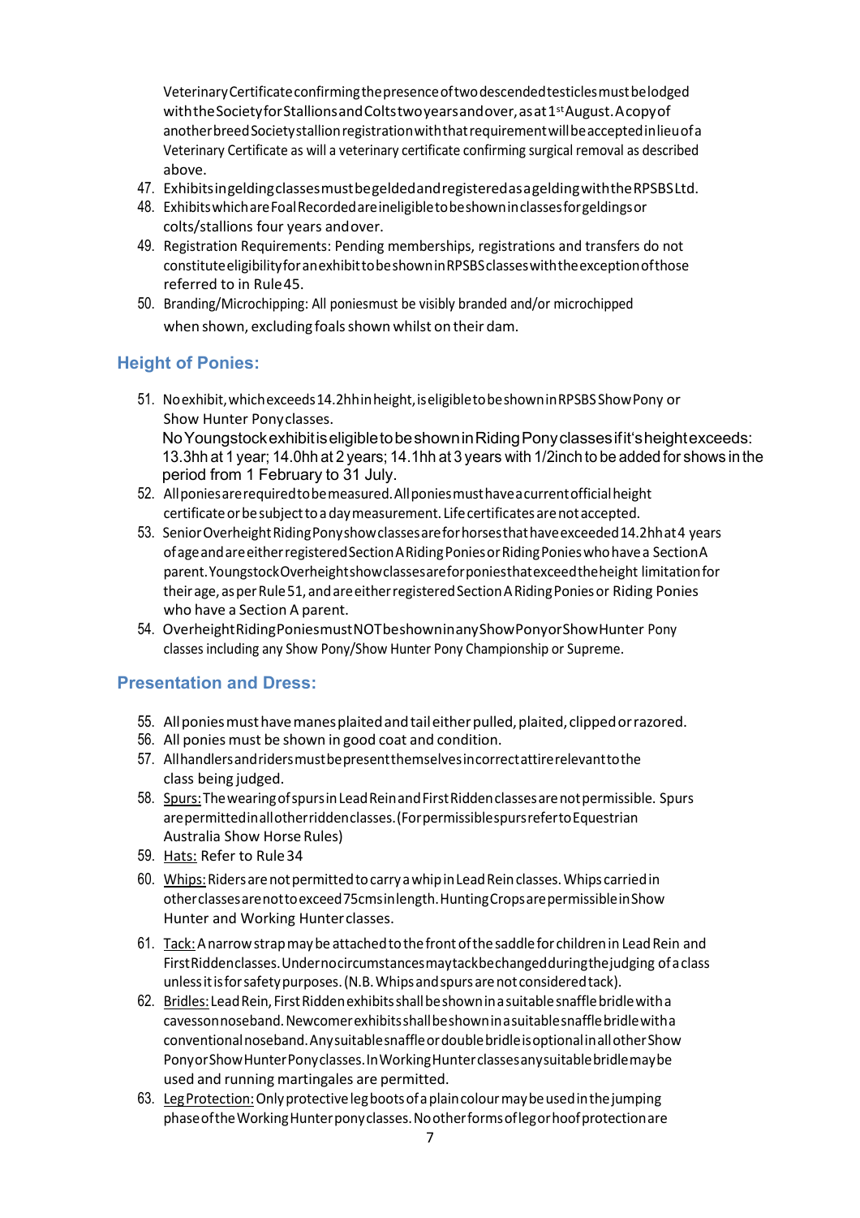Veterinary Certificate confirming the presence of two descended testicles must be lodged with the Society for Stallions and Colts two years and over, as at 1st August. A copy of another breed Society stallion registration with that requirement will be accepted in lieu of a Veterinary Certificate as will a veterinary certificate confirming surgical removal as described above.

47. Exhibits in gelding classes must be gelded and registered as a gelding with the RPSBS Ltd.
48. Exhibits which are Foal Recorded are ineligible to be shown in classes for geldings or colts/stallions four years and over.
49. Registration Requirements: Pending memberships, registrations and transfers do not constitute eligibility for an exhibit to be shown in RPSBS classes with the exception of those referred to in Rule 45.
50. Branding/Microchipping: All ponies must be visibly branded and/or microchipped when shown, excluding foals shown whilst on their dam.

## Height of Ponies:

51. No exhibit, which exceeds 14.2hh in height, is eligible to be shown in RPSBS Show Pony or Show Hunter Pony classes.
    No Youngstock exhibit is eligible to be shown in Riding Pony classes if it's height exceeds: 13.3hh at 1 year; 14.0hh at 2 years; 14.1hh at 3 years with 1/2inch to be added for shows in the period from 1 February to 31 July.
52. All ponies are required to be measured. All ponies must have a current official height certificate or be subject to a day measurement. Life certificates are not accepted.
53. Senior Overheight Riding Pony show classes are for horses that have exceeded 14.2hh at 4 years of age and are either registered Section A Riding Ponies or Riding Ponies who have a Section A parent. Youngstock Overheight show classes are for ponies that exceed the height limitation for their age, as per Rule 51, and are either registered Section A Riding Ponies or Riding Ponies who have a Section A parent.
54. Overheight Riding Ponies must NOT be shown in any Show Pony or Show Hunter Pony classes including any Show Pony/Show Hunter Pony Championship or Supreme.

## Presentation and Dress:

55. All ponies must have manes plaited and tail either pulled, plaited, clipped or razored.
56. All ponies must be shown in good coat and condition.
57. All handlers and riders must be present themselves in correct attire relevant to the class being judged.
58. <u>Spurs:</u> The wearing of spurs in Lead Rein and First Ridden classes are not permissible. Spurs are permitted in all other ridden classes. (For permissible spurs refer to Equestrian Australia Show Horse Rules)
59. <u>Hats:</u> Refer to Rule 34
60. <u>Whips:</u> Riders are not permitted to carry a whip in Lead Rein classes. Whips carried in other classes are not to exceed 75cms in length. Hunting Crops are permissible in Show Hunter and Working Hunter classes.
61. <u>Tack:</u> A narrow strap may be attached to the front of the saddle for children in Lead Rein and First Ridden classes. Under no circumstances may tack be changed during the judging of a class unless it is for safety purposes. (N.B. Whips and spurs are not considered tack).
62. <u>Bridles:</u> Lead Rein, First Ridden exhibits shall be shown in a suitable snaffle bridle with a cavesson noseband. Newcomer exhibits shall be shown in a suitable snaffle bridle with a conventional noseband. Any suitable snaffle or double bridle is optional in all other Show Pony or Show Hunter Pony classes. In Working Hunter classes any suitable bridle may be used and running martingales are permitted.
63. <u>Leg Protection:</u> Only protective leg boots of a plain colour may be used in the jumping phase of the Working Hunter pony classes. No other forms of leg or hoof protection are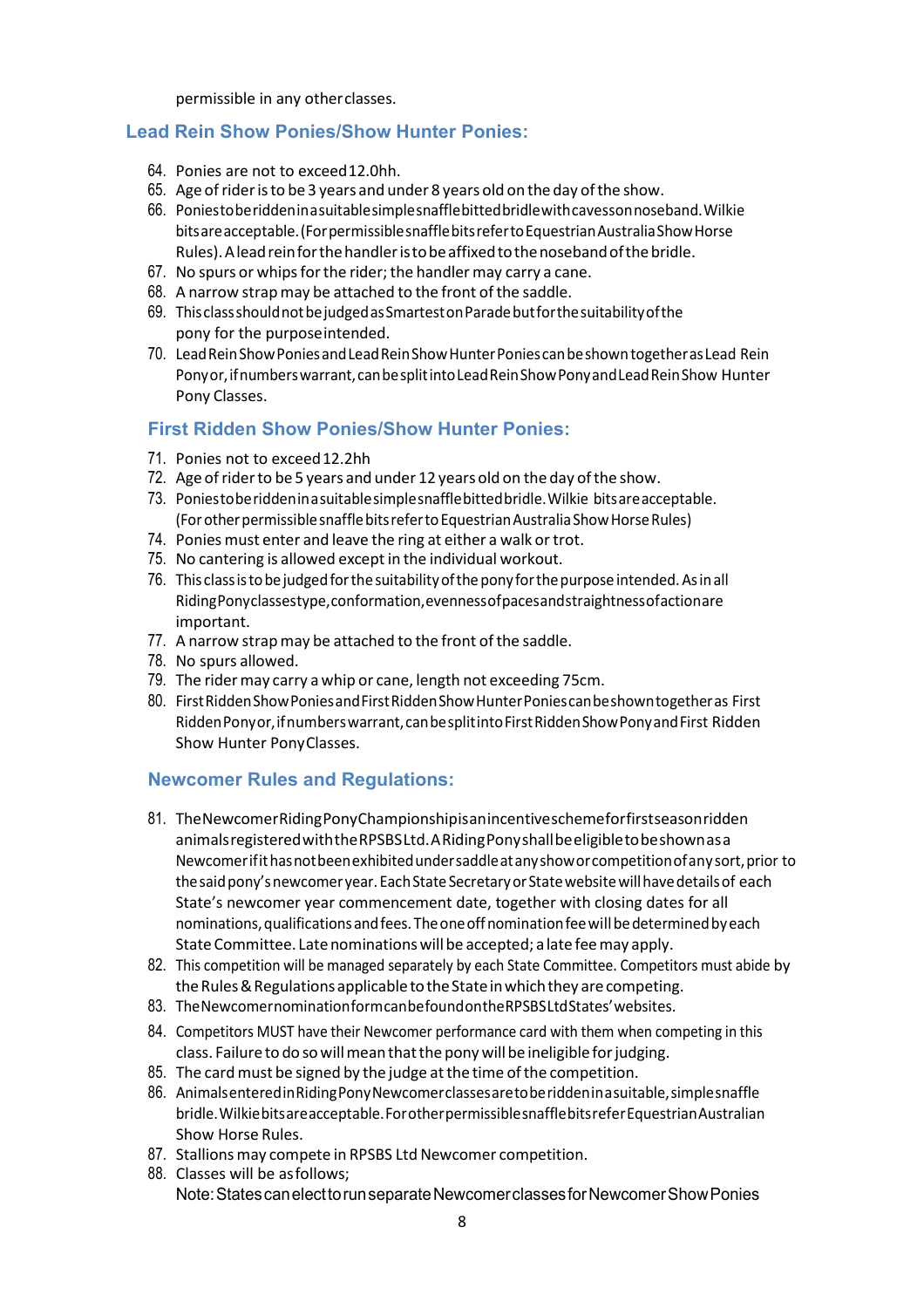permissible in any other classes.

## Lead Rein Show Ponies/Show Hunter Ponies:

64. Ponies are not to exceed 12.0hh.
65. Age of rider is to be 3 years and under 8 years old on the day of the show.
66. Ponies to be ridden in a suitable simple snaffle bitted bridle with cavesson noseband. Wilkie bits are acceptable. (For permissible snaffle bits refer to Equestrian Australia Show Horse Rules). A lead rein for the handler is to be affixed to the noseband of the bridle.
67. No spurs or whips for the rider; the handler may carry a cane.
68. A narrow strap may be attached to the front of the saddle.
69. This class should not be judged as Smartest on Parade but for the suitability of the pony for the purpose intended.
70. Lead Rein Show Ponies and Lead Rein Show Hunter Ponies can be shown together as Lead Rein Pony or, if numbers warrant, can be split into Lead Rein Show Pony and Lead Rein Show Hunter Pony Classes.

## First Ridden Show Ponies/Show Hunter Ponies:

71. Ponies not to exceed 12.2hh
72. Age of rider to be 5 years and under 12 years old on the day of the show.
73. Ponies to be ridden in a suitable simple snaffle bitted bridle. Wilkie bits are acceptable. (For other permissible snaffle bits refer to Equestrian Australia Show Horse Rules)
74. Ponies must enter and leave the ring at either a walk or trot.
75. No cantering is allowed except in the individual workout.
76. This class is to be judged for the suitability of the pony for the purpose intended. As in all Riding Pony classes type, conformation, evenness of paces and straightness of action are important.
77. A narrow strap may be attached to the front of the saddle.
78. No spurs allowed.
79. The rider may carry a whip or cane, length not exceeding 75cm.
80. First Ridden Show Ponies and First Ridden Show Hunter Ponies can be shown together as First Ridden Pony or, if numbers warrant, can be split into First Ridden Show Pony and First Ridden Show Hunter Pony Classes.

## Newcomer Rules and Regulations:

81. The Newcomer Riding Pony Championship is an incentive scheme for first season ridden animals registered with the RPSBS Ltd. A Riding Pony shall be eligible to be shown as a Newcomer if it has not been exhibited under saddle at any show or competition of any sort, prior to the said pony's newcomer year. Each State Secretary or State website will have details of each State's newcomer year commencement date, together with closing dates for all nominations, qualifications and fees. The one off nomination fee will be determined by each State Committee. Late nominations will be accepted; a late fee may apply.
82. This competition will be managed separately by each State Committee. Competitors must abide by the Rules & Regulations applicable to the State in which they are competing.
83. The Newcomer nomination form can be found on the RPSBS Ltd States' websites.
84. Competitors MUST have their Newcomer performance card with them when competing in this class. Failure to do so will mean that the pony will be ineligible for judging.
85. The card must be signed by the judge at the time of the competition.
86. Animals entered in Riding Pony Newcomer classes are to be ridden in a suitable, simple snaffle bridle. Wilkie bits are acceptable. For other permissible snaffle bits refer Equestrian Australian Show Horse Rules.
87. Stallions may compete in RPSBS Ltd Newcomer competition.
88. Classes will be as follows;
    Note: States can elect to run separate Newcomer classes for Newcomer Show Ponies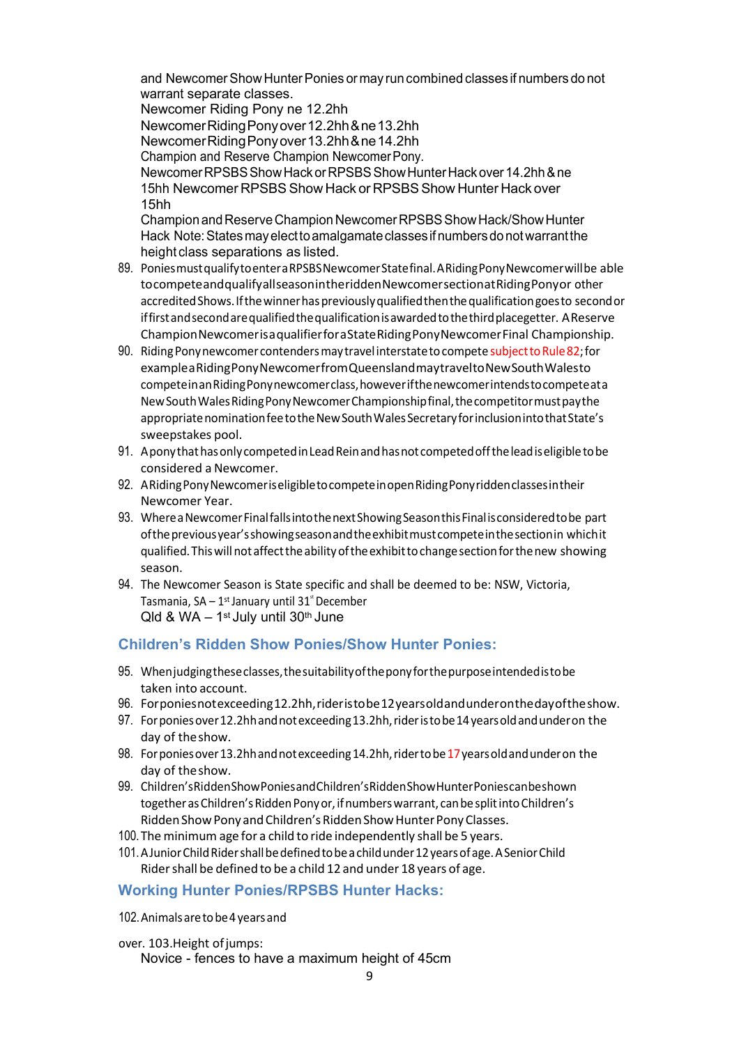and Newcomer Show Hunter Ponies or may run combined classes if numbers do not warrant separate classes.

Newcomer Riding Pony ne 12.2hh

Newcomer Riding Pony over 12.2hh & ne 13.2hh

Newcomer Riding Pony over 13.2hh & ne 14.2hh

Champion and Reserve Champion Newcomer Pony.

Newcomer RPSBS Show Hack or RPSBS Show Hunter Hack over 14.2hh & ne 15hh Newcomer RPSBS Show Hack or RPSBS Show Hunter Hack over 15hh

Champion and Reserve Champion Newcomer RPSBS Show Hack/Show Hunter Hack Note: States may elect to amalgamate classes if numbers do not warrant the height class separations as listed.

89. Ponies must qualify to enter a RPSBS Newcomer State final. A Riding Pony Newcomer will be able to compete and qualify all season in the ridden Newcomer section at Riding Pony or other accredited Shows. If the winner has previously qualified then the qualification goes to second or if first and second are qualified the qualification is awarded to the third placegetter. A Reserve Champion Newcomer is a qualifier for a State Riding Pony Newcomer Final Championship.
90. Riding Pony newcomer contenders may travel interstate to compete subject to Rule 82; for example a Riding Pony Newcomer from Queensland may travel to New South Wales to compete in an Riding Pony newcomer class, however if the newcomer intends to compete at a New South Wales Riding Pony Newcomer Championship final, the competitor must pay the appropriate nomination fee to the New South Wales Secretary for inclusion into that State's sweepstakes pool.
91. A pony that has only competed in Lead Rein and has not competed off the lead is eligible to be considered a Newcomer.
92. A Riding Pony Newcomer is eligible to compete in open Riding Pony ridden classes in their Newcomer Year.
93. Where a Newcomer Final falls into the next Showing Season this Final is considered to be part of the previous year's showing season and the exhibit must compete in the section in which it qualified. This will not affect the ability of the exhibit to change section for the new showing season.
94. The Newcomer Season is State specific and shall be deemed to be: NSW, Victoria, Tasmania, SA – 1st January until 31st December
    Qld & WA – 1st July until 30th June

## Children's Ridden Show Ponies/Show Hunter Ponies:

95. When judging these classes, the suitability of the pony for the purpose intended is to be taken into account.
96. For ponies not exceeding 12.2hh, rider is to be 12 years old and under on the day of the show.
97. For ponies over 12.2hh and not exceeding 13.2hh, rider is to be 14 years old and under on the day of the show.
98. For ponies over 13.2hh and not exceeding 14.2hh, rider to be 17 years old and under on the day of the show.
99. Children's Ridden Show Ponies and Children's Ridden Show Hunter Ponies can be shown together as Children's Ridden Pony or, if numbers warrant, can be split into Children's Ridden Show Pony and Children's Ridden Show Hunter Pony Classes.
100. The minimum age for a child to ride independently shall be 5 years.
101. A Junior Child Rider shall be defined to be a child under 12 years of age. A Senior Child Rider shall be defined to be a child 12 and under 18 years of age.

## Working Hunter Ponies/RPSBS Hunter Hacks:

102. Animals are to be 4 years and over.
103. Height of jumps:
    Novice - fences to have a maximum height of 45cm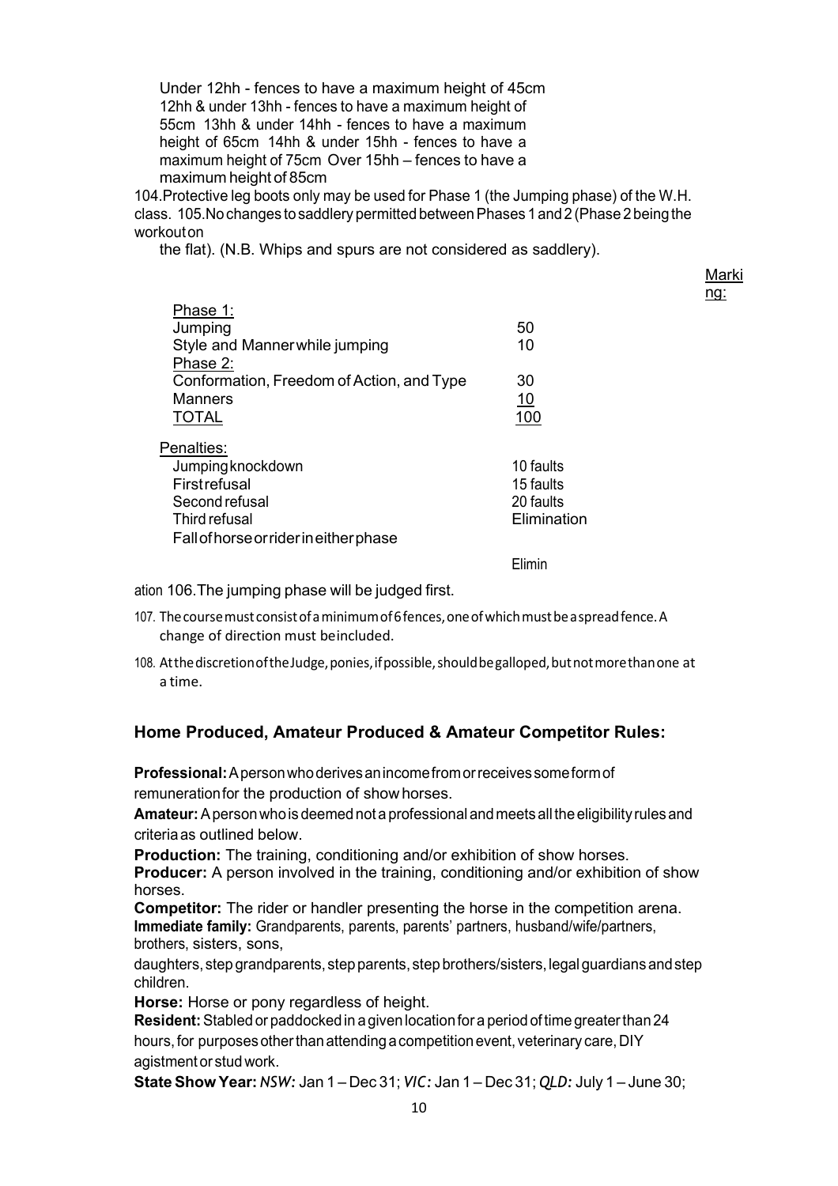Under 12hh - fences to have a maximum height of 45cm
12hh & under 13hh - fences to have a maximum height of 55cm 13hh & under 14hh - fences to have a maximum height of 65cm 14hh & under 15hh - fences to have a maximum height of 75cm Over 15hh – fences to have a maximum height of 85cm

104. Protective leg boots only may be used for Phase 1 (the Jumping phase) of the W.H. class.
105. No changes to saddlery permitted between Phases 1 and 2 (Phase 2 being the workout on the flat). (N.B. Whips and spurs are not considered as saddlery).

Marking:

| | |
|---|---|
| Phase 1: | |
| Jumping | 50 |
| Style and Manner while jumping | 10 |
| Phase 2: | |
| Conformation, Freedom of Action, and Type | 30 |
| Manners | 10 |
| TOTAL | 100 |

| Penalties: | |
|---|---|
| Jumping knockdown | 10 faults |
| First refusal | 15 faults |
| Second refusal | 20 faults |
| Third refusal | Elimination |
| Fall of horse or rider in either phase | Elimination |

106. The jumping phase will be judged first.
107. The course must consist of a minimum of 6 fences, one of which must be a spread fence. A change of direction must be included.
108. At the discretion of the Judge, ponies, if possible, should be galloped, but not more than one at a time.

## Home Produced, Amateur Produced & Amateur Competitor Rules:

**Professional:** A person who derives an income from or receives some form of remuneration for the production of show horses.

**Amateur:** A person who is deemed not a professional and meets all the eligibility rules and criteria as outlined below.

**Production:** The training, conditioning and/or exhibition of show horses.

**Producer:** A person involved in the training, conditioning and/or exhibition of show horses.

**Competitor:** The rider or handler presenting the horse in the competition arena.

**Immediate family:** Grandparents, parents, parents' partners, husband/wife/partners, brothers, sisters, sons, daughters, step grandparents, step parents, step brothers/sisters, legal guardians and step children.

**Horse:** Horse or pony regardless of height.

**Resident:** Stabled or paddocked in a given location for a period of time greater than 24 hours, for purposes other than attending a competition event, veterinary care, DIY agistment or stud work.

**State Show Year:** *NSW:* Jan 1 – Dec 31; *VIC:* Jan 1 – Dec 31; *QLD:* July 1 – June 30;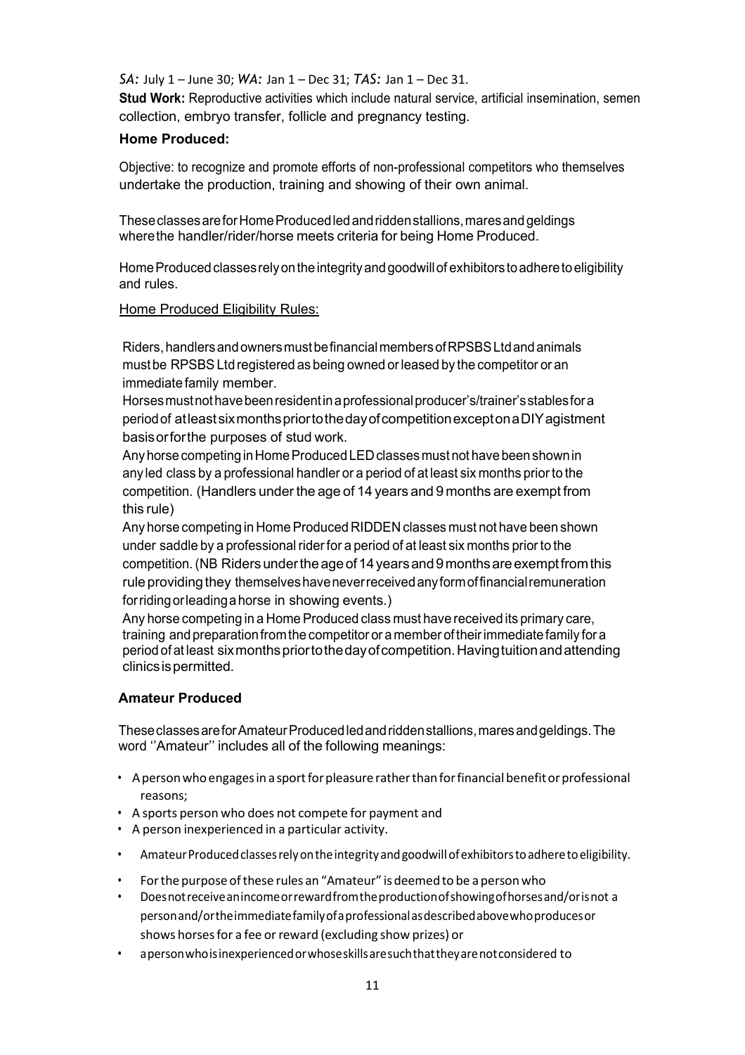*SA:* July 1 – June 30; *WA:* Jan 1 – Dec 31; *TAS:* Jan 1 – Dec 31.

**Stud Work:** Reproductive activities which include natural service, artificial insemination, semen collection, embryo transfer, follicle and pregnancy testing.

**Home Produced:**

Objective: to recognize and promote efforts of non-professional competitors who themselves undertake the production, training and showing of their own animal.

These classes are for Home Produced led and ridden stallions, mares and geldings where the handler/rider/horse meets criteria for being Home Produced.

Home Produced classes rely on the integrity and goodwill of exhibitors to adhere to eligibility and rules.

Home Produced Eligibility Rules:

Riders, handlers and owners must be financial members of RPSBS Ltd and animals must be RPSBS Ltd registered as being owned or leased by the competitor or an immediate family member.

Horses must not have been resident in a professional producer's/trainer's stables for a period of at least six months prior to the day of competition except on a DIY agistment basis or for the purposes of stud work.

Any horse competing in Home Produced LED classes must not have been shown in any led class by a professional handler or a period of at least six months prior to the competition. (Handlers under the age of 14 years and 9 months are exempt from this rule)

Any horse competing in Home Produced RIDDEN classes must not have been shown under saddle by a professional rider for a period of at least six months prior to the competition. (NB Riders under the age of 14 years and 9 months are exempt from this rule providing they themselves have never received any form of financial remuneration for riding or leading a horse in showing events.)

Any horse competing in a Home Produced class must have received its primary care, training and preparation from the competitor or a member of their immediate family for a period of at least six months prior to the day of competition. Having tuition and attending clinics is permitted.

**Amateur Produced**

These classes are for Amateur Produced led and ridden stallions, mares and geldings. The word ''Amateur'' includes all of the following meanings:

- A person who engages in a sport for pleasure rather than for financial benefit or professional reasons;
- A sports person who does not compete for payment and
- A person inexperienced in a particular activity.
- Amateur Produced classes rely on the integrity and goodwill of exhibitors to adhere to eligibility.
- For the purpose of these rules an "Amateur" is deemed to be a person who
- Does not receive an income or reward from the production of showing of horses and/or is not a person and/or the immediate family of a professional as described above who produces or shows horses for a fee or reward (excluding show prizes) or
- a person who is inexperienced or whose skills are such that they are not considered to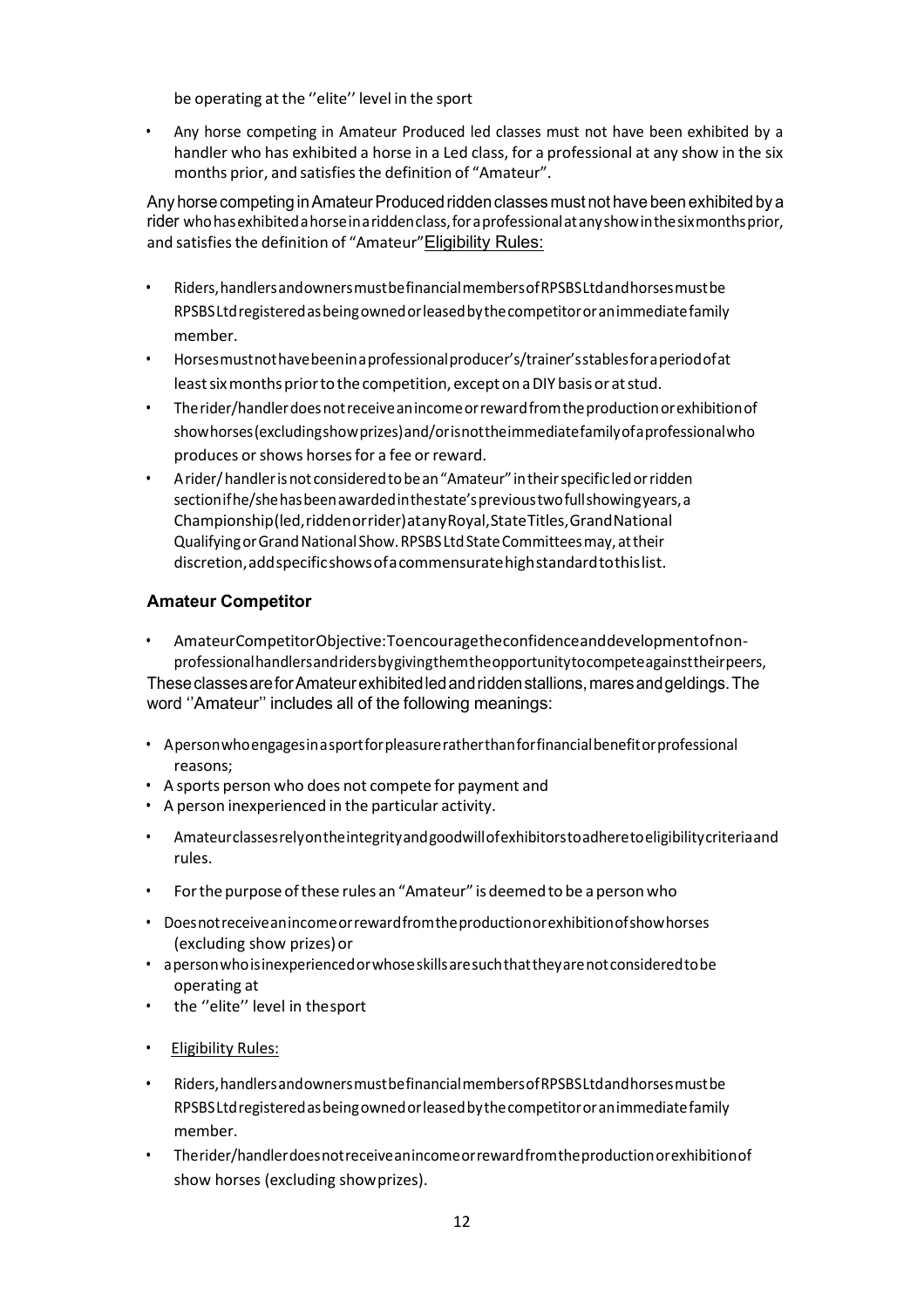be operating at the ''elite'' level in the sport

- Any horse competing in Amateur Produced led classes must not have been exhibited by a handler who has exhibited a horse in a Led class, for a professional at any show in the six months prior, and satisfies the definition of "Amateur".

Any horse competing in Amateur Produced ridden classes must not have been exhibited by a rider who has exhibited a horse in a ridden class, for a professional at any show in the six months prior, and satisfies the definition of "Amateur" <u>Eligibility Rules:</u>

- Riders, handlers and owners must be financial members of RPSBS Ltd and horses must be RPSBS Ltd registered as being owned or leased by the competitor or an immediate family member.
- Horses must not have been in a professional producer's/trainer's stables for a period of at least six months prior to the competition, except on a DIY basis or at stud.
- The rider/handler does not receive an income or reward from the production or exhibition of show horses (excluding show prizes) and/or is not the immediate family of a professional who produces or shows horses for a fee or reward.
- A rider/ handler is not considered to be an "Amateur" in their specific led or ridden section if he/she has been awarded in the state's previous two full showing years, a Championship (led, ridden or rider) at any Royal, State Titles, Grand National Qualifying or Grand National Show. RPSBS Ltd State Committees may, at their discretion, add specific shows of a commensurate high standard to this list.

### Amateur Competitor

- Amateur Competitor Objective: To encourage the confidence and development of non-professional handlers and riders by giving them the opportunity to compete against their peers,

These classes are for Amateur exhibited led and ridden stallions, mares and geldings. The word ''Amateur'' includes all of the following meanings:

- A person who engages in a sport for pleasure rather than for financial benefit or professional reasons;
- A sports person who does not compete for payment and
- A person inexperienced in the particular activity.
- Amateur classes rely on the integrity and goodwill of exhibitors to adhere to eligibility criteria and rules.
- For the purpose of these rules an "Amateur" is deemed to be a person who
- Does not receive an income or reward from the production or exhibition of show horses (excluding show prizes) or
- a person who is inexperienced or whose skills are such that they are not considered to be operating at
- the ''elite'' level in the sport
- <u>Eligibility Rules:</u>
- Riders, handlers and owners must be financial members of RPSBS Ltd and horses must be RPSBS Ltd registered as being owned or leased by the competitor or an immediate family member.
- The rider/handler does not receive an income or reward from the production or exhibition of show horses (excluding show prizes).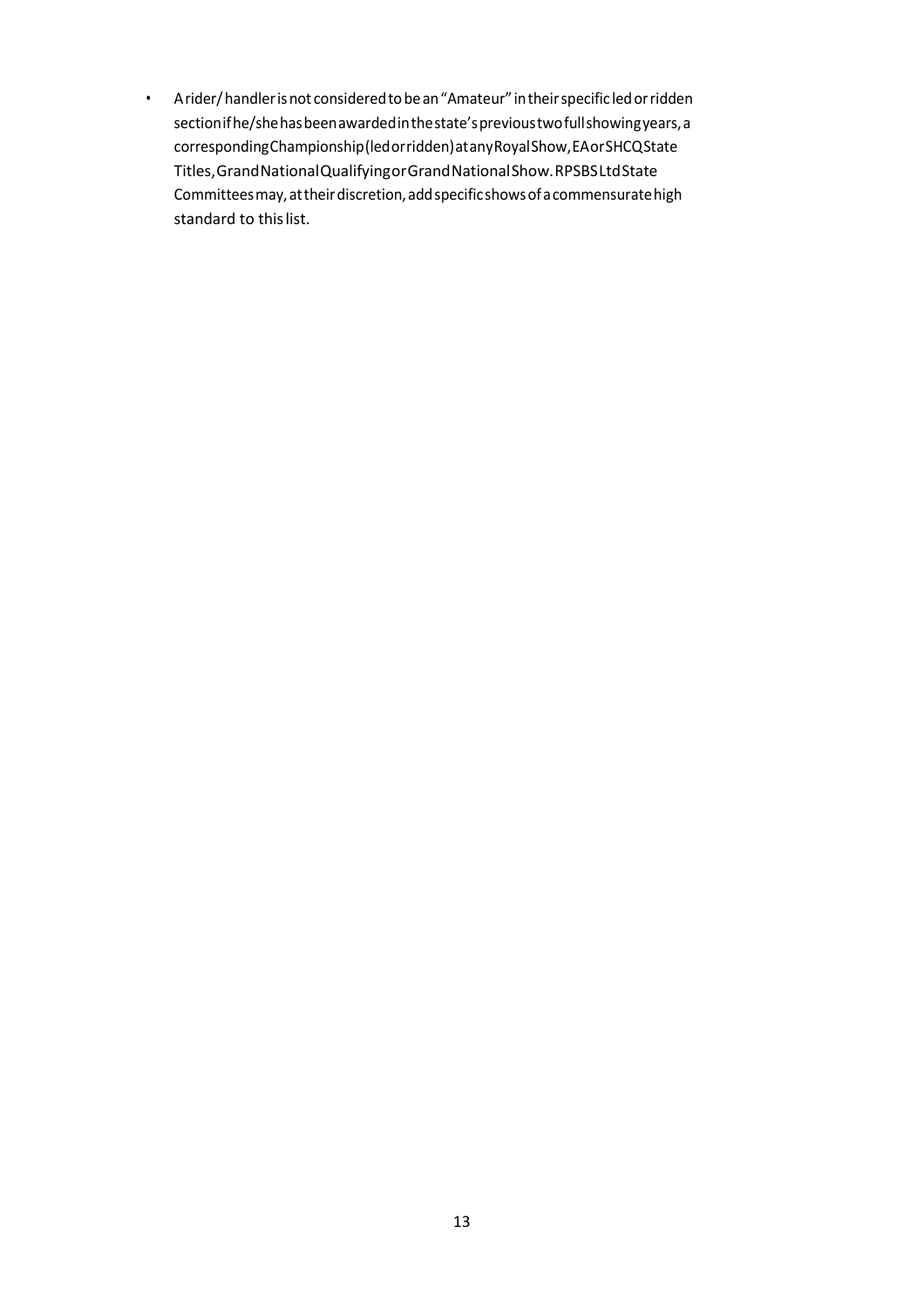- A rider/ handler is not considered to be an "Amateur" in their specific led or ridden section if he/she has been awarded in the state's previous two full showing years, a corresponding Championship (led or ridden) at any Royal Show, EA or SHCQ State Titles, Grand National Qualifying or Grand National Show. RPSBS Ltd State Committees may, at their discretion, add specific shows of a commensurate high standard to this list.